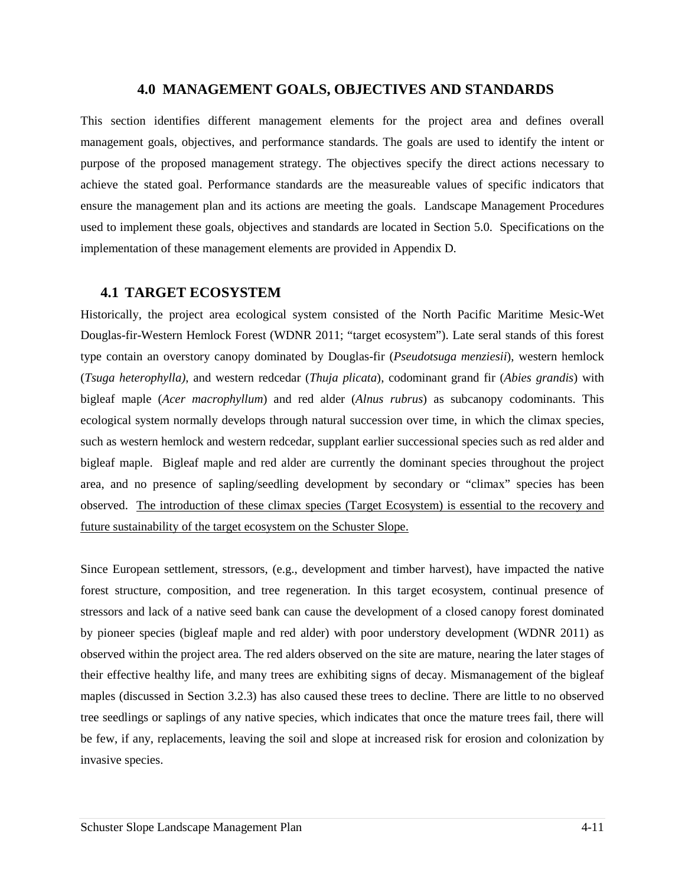# 4.0 MANAGEMENT GOALS, OBJECTIVES AND STANDARDS

This section identifies different management elements for the project area and defines overall management goals, objectives, and performance standards. The goals are used to identify the intent or purpose of the proposed management strategy. The objectives specify the direct actions necessary to achieve the stated goal. Performance standards are the measureable values of specific indicators that ensure the management plan and its actions are meeting the goals. Landscape Management Procedures used to implement these goals, objectives and standards are located in Section 5.0. Specifications on the implementation of these management elements are provided in Appendix D.

## 4.1 TARGET ECOSYSTEM

Historically, the project area ecological system consisted of the North Pacific Maritime Mesic-Wet Douglas-fir-Western Hemlock Forest (WDNR 2011; "target ecosystem"). Late seral stands of this forest type contain an overstory canopy dominated by Douglas-fir (*Pseudotsuga menziesii*), western hemlock (*Tsuga heterophylla)*, and western redcedar (*Thuja plicata*), codominant grand fir (*Abies grandis*) with bigleaf maple (*Acer macrophyllum*) and red alder (*Alnus rubrus*) as subcanopy codominants. This ecological system normally develops through natural succession over time, in which the climax species, such as western hemlock and western redcedar, supplant earlier successional species such as red alder and bigleaf maple. Bigleaf maple and red alder are currently the dominant species throughout the project area, and no presence of sapling/seedling development by secondary or "climax" species has been observed. <u>The introduction of these climax species (Target Ecosystem) is essential to the recovery and future sustainability of the target ecosystem on the Schuster Slope.</u>

Since European settlement, stressors, (e.g., development and timber harvest), have impacted the native forest structure, composition, and tree regeneration. In this target ecosystem, continual presence of stressors and lack of a native seed bank can cause the development of a closed canopy forest dominated by pioneer species (bigleaf maple and red alder) with poor understory development (WDNR 2011) as observed within the project area. The red alders observed on the site are mature, nearing the later stages of their effective healthy life, and many trees are exhibiting signs of decay. Mismanagement of the bigleaf maples (discussed in Section 3.2.3) has also caused these trees to decline. There are little to no observed tree seedlings or saplings of any native species, which indicates that once the mature trees fail, there will be few, if any, replacements, leaving the soil and slope at increased risk for erosion and colonization by invasive species.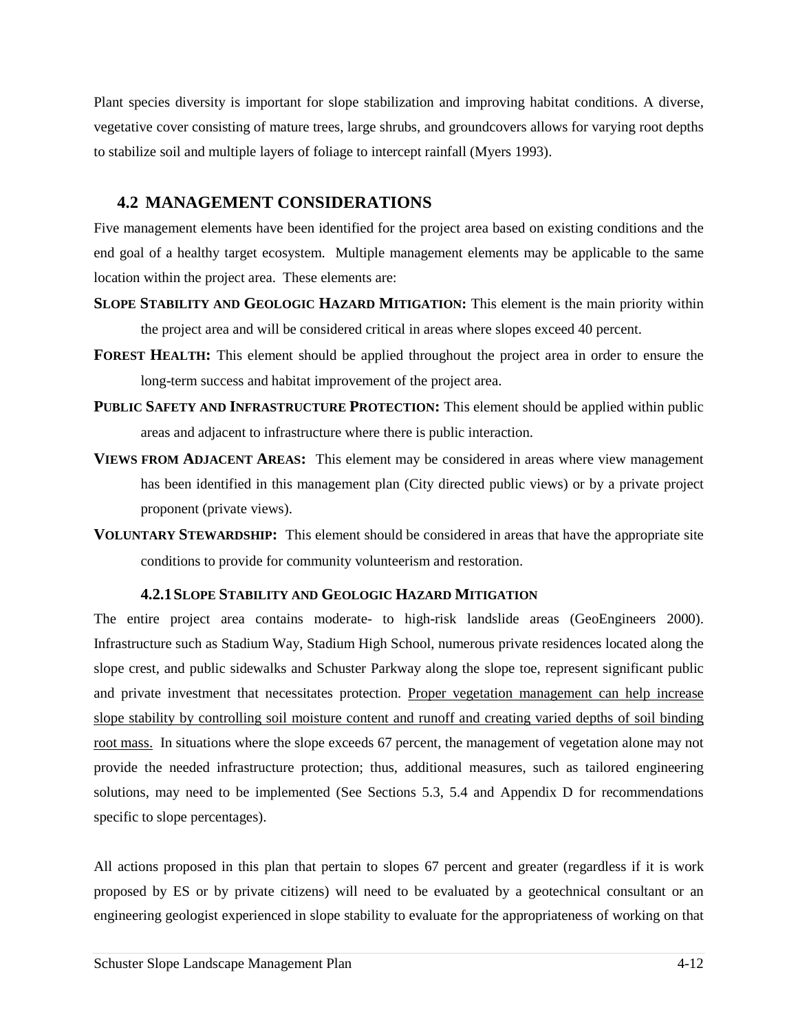Plant species diversity is important for slope stabilization and improving habitat conditions. A diverse, vegetative cover consisting of mature trees, large shrubs, and groundcovers allows for varying root depths to stabilize soil and multiple layers of foliage to intercept rainfall (Myers 1993).

## 4.2 MANAGEMENT CONSIDERATIONS

Five management elements have been identified for the project area based on existing conditions and the end goal of a healthy target ecosystem. Multiple management elements may be applicable to the same location within the project area. These elements are:

**SLOPE STABILITY AND GEOLOGIC HAZARD MITIGATION:** This element is the main priority within the project area and will be considered critical in areas where slopes exceed 40 percent.

**FOREST HEALTH:** This element should be applied throughout the project area in order to ensure the long-term success and habitat improvement of the project area.

**PUBLIC SAFETY AND INFRASTRUCTURE PROTECTION:** This element should be applied within public areas and adjacent to infrastructure where there is public interaction.

**VIEWS FROM ADJACENT AREAS:** This element may be considered in areas where view management has been identified in this management plan (City directed public views) or by a private project proponent (private views).

**VOLUNTARY STEWARDSHIP:** This element should be considered in areas that have the appropriate site conditions to provide for community volunteerism and restoration.

### 4.2.1 SLOPE STABILITY AND GEOLOGIC HAZARD MITIGATION

The entire project area contains moderate- to high-risk landslide areas (GeoEngineers 2000). Infrastructure such as Stadium Way, Stadium High School, numerous private residences located along the slope crest, and public sidewalks and Schuster Parkway along the slope toe, represent significant public and private investment that necessitates protection. <u>Proper vegetation management can help increase slope stability by controlling soil moisture content and runoff and creating varied depths of soil binding root mass.</u> In situations where the slope exceeds 67 percent, the management of vegetation alone may not provide the needed infrastructure protection; thus, additional measures, such as tailored engineering solutions, may need to be implemented (See Sections 5.3, 5.4 and Appendix D for recommendations specific to slope percentages).

All actions proposed in this plan that pertain to slopes 67 percent and greater (regardless if it is work proposed by ES or by private citizens) will need to be evaluated by a geotechnical consultant or an engineering geologist experienced in slope stability to evaluate for the appropriateness of working on that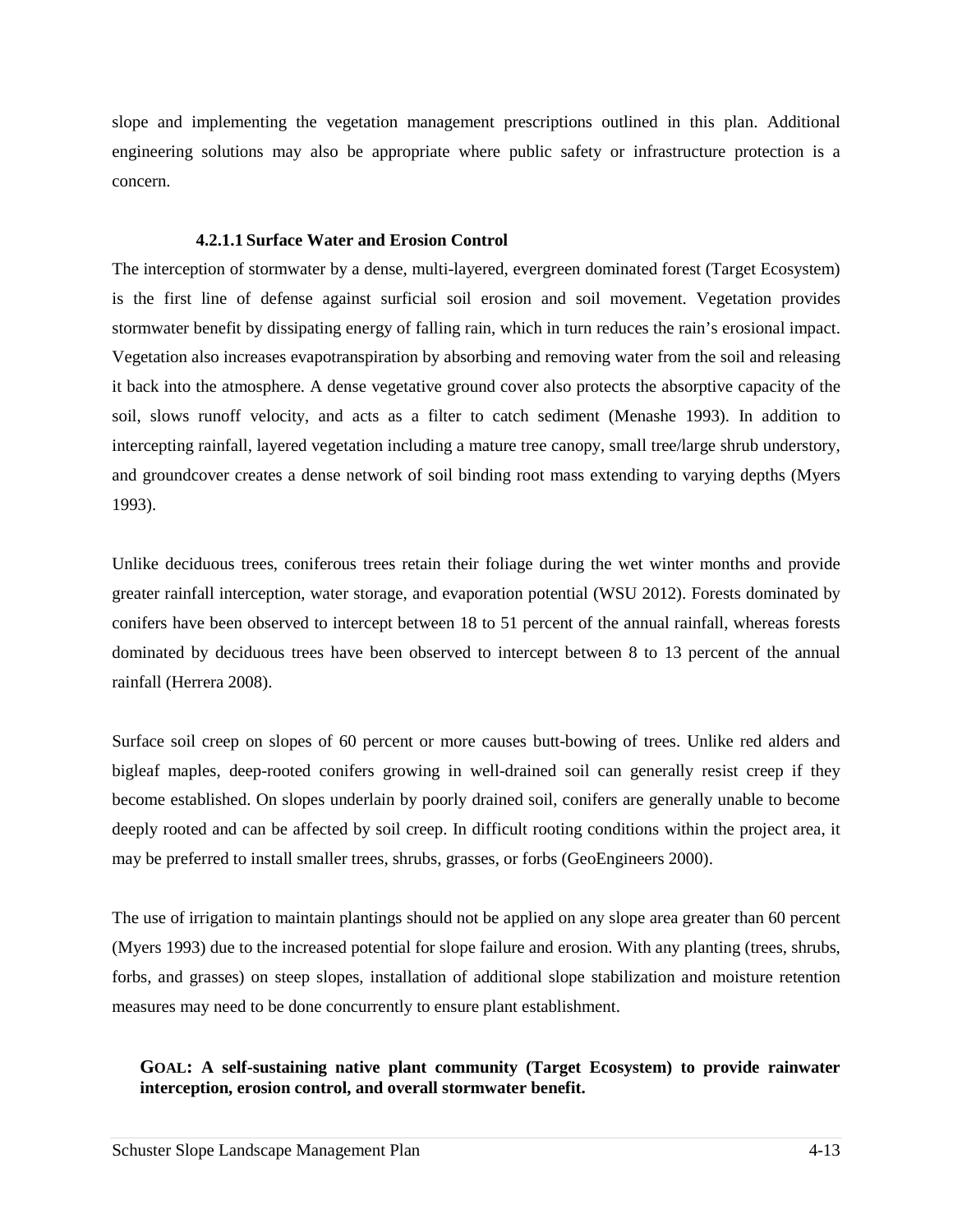slope and implementing the vegetation management prescriptions outlined in this plan. Additional engineering solutions may also be appropriate where public safety or infrastructure protection is a concern.

#### 4.2.1.1 Surface Water and Erosion Control

The interception of stormwater by a dense, multi-layered, evergreen dominated forest (Target Ecosystem) is the first line of defense against surficial soil erosion and soil movement. Vegetation provides stormwater benefit by dissipating energy of falling rain, which in turn reduces the rain's erosional impact. Vegetation also increases evapotranspiration by absorbing and removing water from the soil and releasing it back into the atmosphere. A dense vegetative ground cover also protects the absorptive capacity of the soil, slows runoff velocity, and acts as a filter to catch sediment (Menashe 1993). In addition to intercepting rainfall, layered vegetation including a mature tree canopy, small tree/large shrub understory, and groundcover creates a dense network of soil binding root mass extending to varying depths (Myers 1993).

Unlike deciduous trees, coniferous trees retain their foliage during the wet winter months and provide greater rainfall interception, water storage, and evaporation potential (WSU 2012). Forests dominated by conifers have been observed to intercept between 18 to 51 percent of the annual rainfall, whereas forests dominated by deciduous trees have been observed to intercept between 8 to 13 percent of the annual rainfall (Herrera 2008).

Surface soil creep on slopes of 60 percent or more causes butt-bowing of trees. Unlike red alders and bigleaf maples, deep-rooted conifers growing in well-drained soil can generally resist creep if they become established. On slopes underlain by poorly drained soil, conifers are generally unable to become deeply rooted and can be affected by soil creep. In difficult rooting conditions within the project area, it may be preferred to install smaller trees, shrubs, grasses, or forbs (GeoEngineers 2000).

The use of irrigation to maintain plantings should not be applied on any slope area greater than 60 percent (Myers 1993) due to the increased potential for slope failure and erosion. With any planting (trees, shrubs, forbs, and grasses) on steep slopes, installation of additional slope stabilization and moisture retention measures may need to be done concurrently to ensure plant establishment.

**GOAL: A self-sustaining native plant community (Target Ecosystem) to provide rainwater interception, erosion control, and overall stormwater benefit.**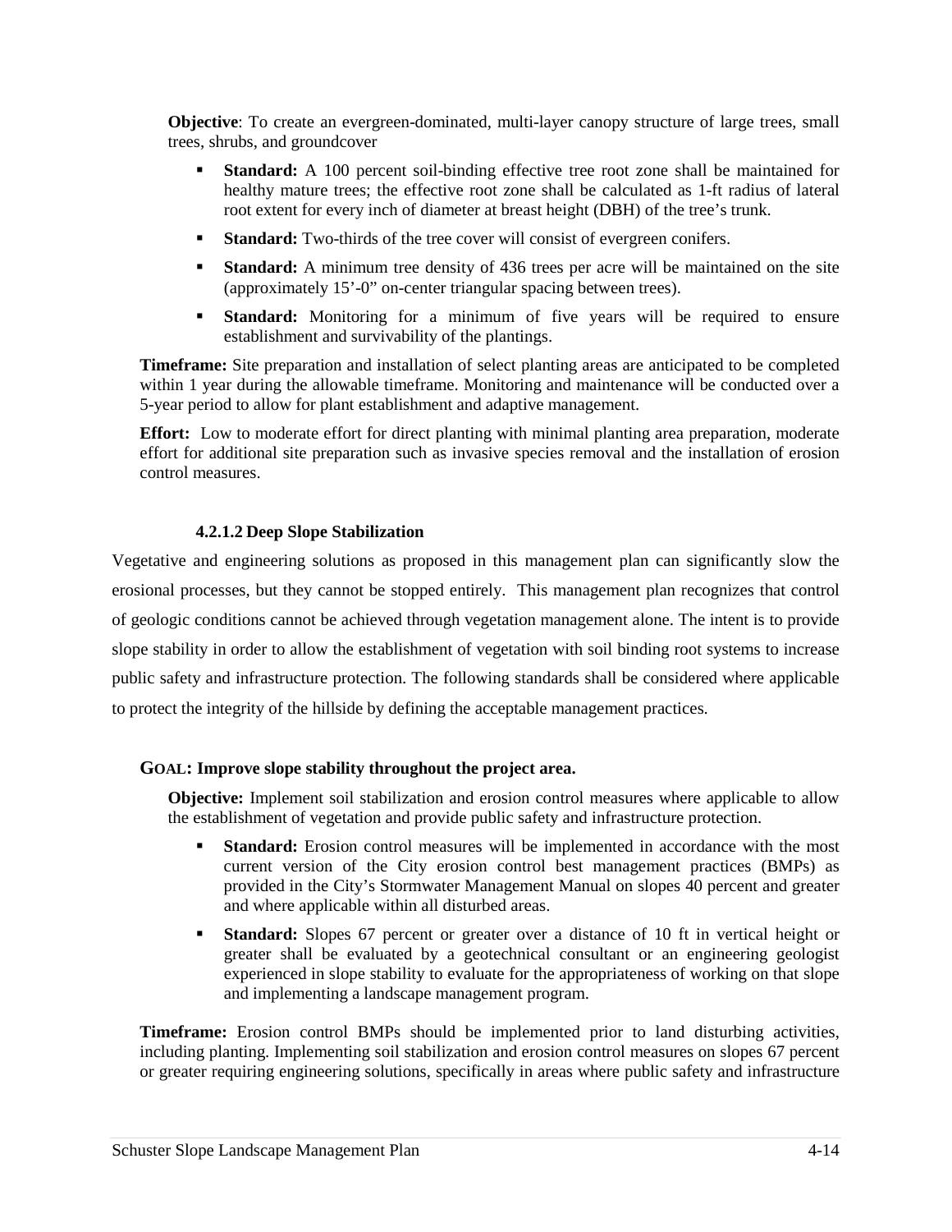**Objective**: To create an evergreen-dominated, multi-layer canopy structure of large trees, small trees, shrubs, and groundcover

- **Standard:** A 100 percent soil-binding effective tree root zone shall be maintained for healthy mature trees; the effective root zone shall be calculated as 1-ft radius of lateral root extent for every inch of diameter at breast height (DBH) of the tree's trunk.
- **Standard:** Two-thirds of the tree cover will consist of evergreen conifers.
- **Standard:** A minimum tree density of 436 trees per acre will be maintained on the site (approximately 15'-0" on-center triangular spacing between trees).
- **Standard:** Monitoring for a minimum of five years will be required to ensure establishment and survivability of the plantings.

**Timeframe:** Site preparation and installation of select planting areas are anticipated to be completed within 1 year during the allowable timeframe. Monitoring and maintenance will be conducted over a 5-year period to allow for plant establishment and adaptive management.

**Effort:** Low to moderate effort for direct planting with minimal planting area preparation, moderate effort for additional site preparation such as invasive species removal and the installation of erosion control measures.

#### 4.2.1.2 Deep Slope Stabilization

Vegetative and engineering solutions as proposed in this management plan can significantly slow the erosional processes, but they cannot be stopped entirely. This management plan recognizes that control of geologic conditions cannot be achieved through vegetation management alone. The intent is to provide slope stability in order to allow the establishment of vegetation with soil binding root systems to increase public safety and infrastructure protection. The following standards shall be considered where applicable to protect the integrity of the hillside by defining the acceptable management practices.

**GOAL: Improve slope stability throughout the project area.**

**Objective:** Implement soil stabilization and erosion control measures where applicable to allow the establishment of vegetation and provide public safety and infrastructure protection.

- **Standard:** Erosion control measures will be implemented in accordance with the most current version of the City erosion control best management practices (BMPs) as provided in the City's Stormwater Management Manual on slopes 40 percent and greater and where applicable within all disturbed areas.
- **Standard:** Slopes 67 percent or greater over a distance of 10 ft in vertical height or greater shall be evaluated by a geotechnical consultant or an engineering geologist experienced in slope stability to evaluate for the appropriateness of working on that slope and implementing a landscape management program.

**Timeframe:** Erosion control BMPs should be implemented prior to land disturbing activities, including planting. Implementing soil stabilization and erosion control measures on slopes 67 percent or greater requiring engineering solutions, specifically in areas where public safety and infrastructure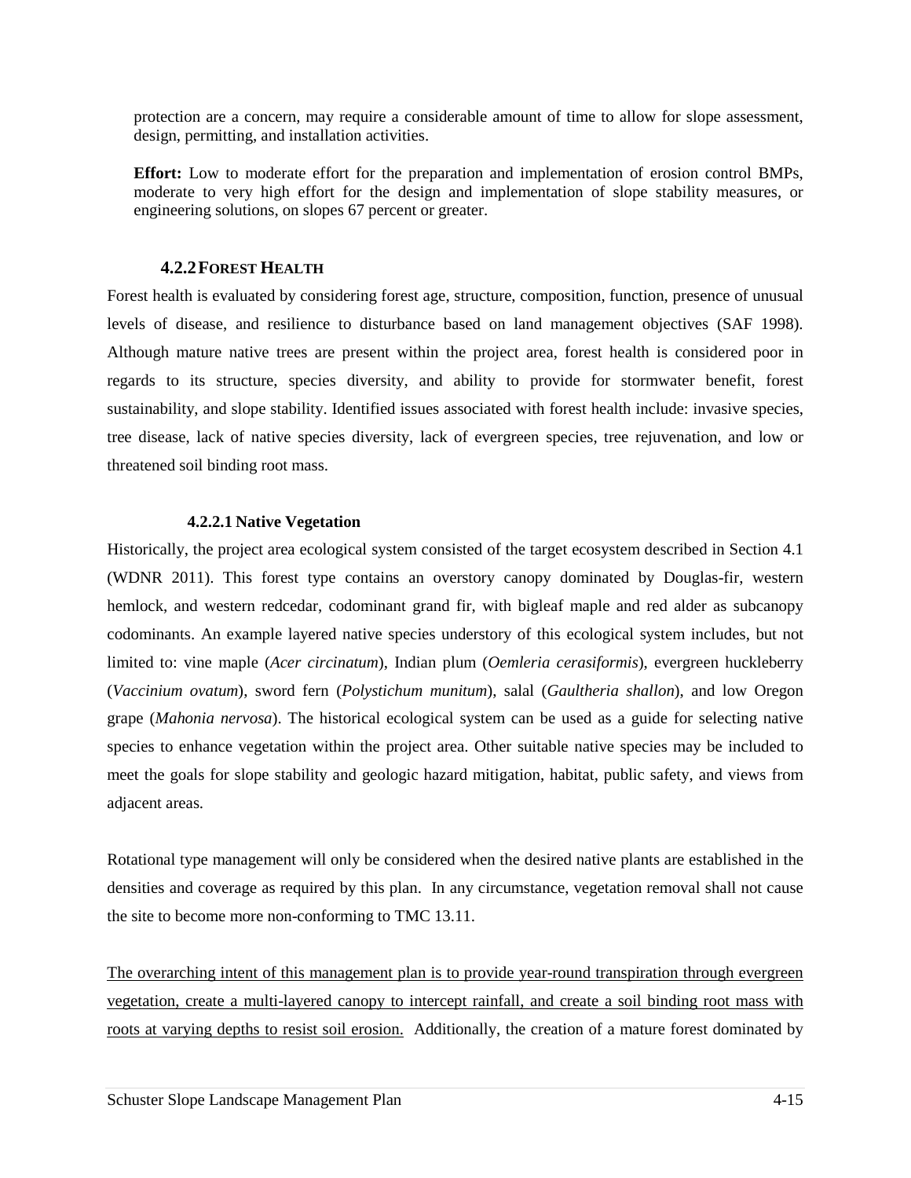protection are a concern, may require a considerable amount of time to allow for slope assessment, design, permitting, and installation activities.

**Effort:** Low to moderate effort for the preparation and implementation of erosion control BMPs, moderate to very high effort for the design and implementation of slope stability measures, or engineering solutions, on slopes 67 percent or greater.

### 4.2.2 FOREST HEALTH

Forest health is evaluated by considering forest age, structure, composition, function, presence of unusual levels of disease, and resilience to disturbance based on land management objectives (SAF 1998). Although mature native trees are present within the project area, forest health is considered poor in regards to its structure, species diversity, and ability to provide for stormwater benefit, forest sustainability, and slope stability. Identified issues associated with forest health include: invasive species, tree disease, lack of native species diversity, lack of evergreen species, tree rejuvenation, and low or threatened soil binding root mass.

#### 4.2.2.1 Native Vegetation

Historically, the project area ecological system consisted of the target ecosystem described in Section 4.1 (WDNR 2011). This forest type contains an overstory canopy dominated by Douglas-fir, western hemlock, and western redcedar, codominant grand fir, with bigleaf maple and red alder as subcanopy codominants. An example layered native species understory of this ecological system includes, but not limited to: vine maple (*Acer circinatum*), Indian plum (*Oemleria cerasiformis*), evergreen huckleberry (*Vaccinium ovatum*), sword fern (*Polystichum munitum*), salal (*Gaultheria shallon*), and low Oregon grape (*Mahonia nervosa*). The historical ecological system can be used as a guide for selecting native species to enhance vegetation within the project area. Other suitable native species may be included to meet the goals for slope stability and geologic hazard mitigation, habitat, public safety, and views from adjacent areas.

Rotational type management will only be considered when the desired native plants are established in the densities and coverage as required by this plan. In any circumstance, vegetation removal shall not cause the site to become more non-conforming to TMC 13.11.

<u>The overarching intent of this management plan is to provide year-round transpiration through evergreen vegetation, create a multi-layered canopy to intercept rainfall, and create a soil binding root mass with roots at varying depths to resist soil erosion.</u> Additionally, the creation of a mature forest dominated by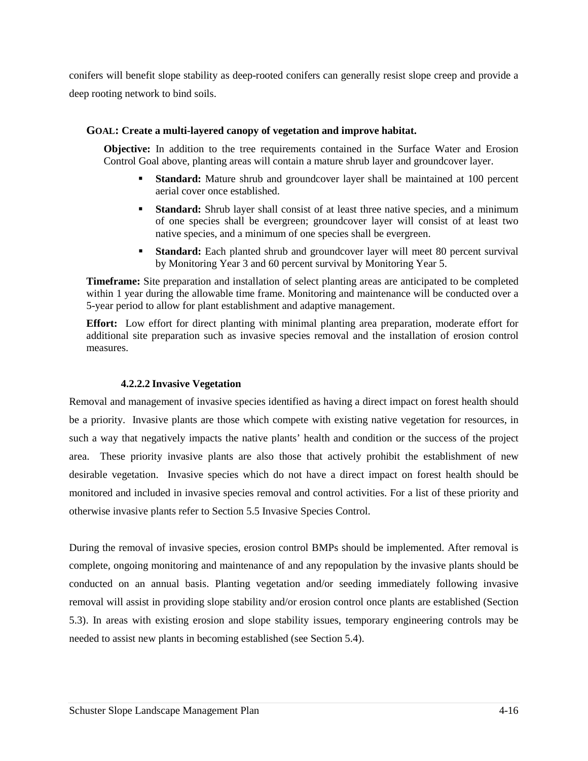conifers will benefit slope stability as deep-rooted conifers can generally resist slope creep and provide a deep rooting network to bind soils.

**GOAL: Create a multi-layered canopy of vegetation and improve habitat.**

**Objective:** In addition to the tree requirements contained in the Surface Water and Erosion Control Goal above, planting areas will contain a mature shrub layer and groundcover layer.

- **Standard:** Mature shrub and groundcover layer shall be maintained at 100 percent aerial cover once established.
- **Standard:** Shrub layer shall consist of at least three native species, and a minimum of one species shall be evergreen; groundcover layer will consist of at least two native species, and a minimum of one species shall be evergreen.
- **Standard:** Each planted shrub and groundcover layer will meet 80 percent survival by Monitoring Year 3 and 60 percent survival by Monitoring Year 5.

**Timeframe:** Site preparation and installation of select planting areas are anticipated to be completed within 1 year during the allowable time frame. Monitoring and maintenance will be conducted over a 5-year period to allow for plant establishment and adaptive management.

**Effort:** Low effort for direct planting with minimal planting area preparation, moderate effort for additional site preparation such as invasive species removal and the installation of erosion control measures.

#### 4.2.2.2 Invasive Vegetation

Removal and management of invasive species identified as having a direct impact on forest health should be a priority. Invasive plants are those which compete with existing native vegetation for resources, in such a way that negatively impacts the native plants' health and condition or the success of the project area. These priority invasive plants are also those that actively prohibit the establishment of new desirable vegetation. Invasive species which do not have a direct impact on forest health should be monitored and included in invasive species removal and control activities. For a list of these priority and otherwise invasive plants refer to Section 5.5 Invasive Species Control.

During the removal of invasive species, erosion control BMPs should be implemented. After removal is complete, ongoing monitoring and maintenance of and any repopulation by the invasive plants should be conducted on an annual basis. Planting vegetation and/or seeding immediately following invasive removal will assist in providing slope stability and/or erosion control once plants are established (Section 5.3). In areas with existing erosion and slope stability issues, temporary engineering controls may be needed to assist new plants in becoming established (see Section 5.4).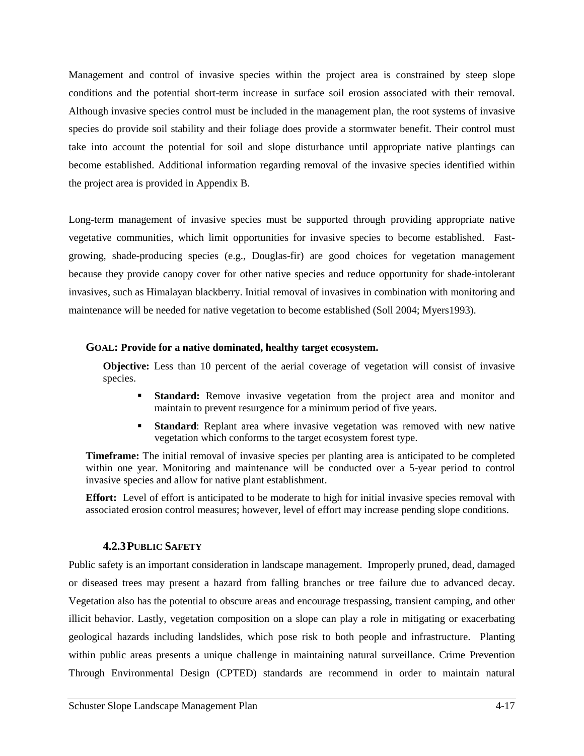Management and control of invasive species within the project area is constrained by steep slope conditions and the potential short-term increase in surface soil erosion associated with their removal. Although invasive species control must be included in the management plan, the root systems of invasive species do provide soil stability and their foliage does provide a stormwater benefit. Their control must take into account the potential for soil and slope disturbance until appropriate native plantings can become established. Additional information regarding removal of the invasive species identified within the project area is provided in Appendix B.

Long-term management of invasive species must be supported through providing appropriate native vegetative communities, which limit opportunities for invasive species to become established. Fast-growing, shade-producing species (e.g., Douglas-fir) are good choices for vegetation management because they provide canopy cover for other native species and reduce opportunity for shade-intolerant invasives, such as Himalayan blackberry. Initial removal of invasives in combination with monitoring and maintenance will be needed for native vegetation to become established (Soll 2004; Myers1993).

**GOAL: Provide for a native dominated, healthy target ecosystem.**

**Objective:** Less than 10 percent of the aerial coverage of vegetation will consist of invasive species.

- **Standard:** Remove invasive vegetation from the project area and monitor and maintain to prevent resurgence for a minimum period of five years.
- **Standard**: Replant area where invasive vegetation was removed with new native vegetation which conforms to the target ecosystem forest type.

**Timeframe:** The initial removal of invasive species per planting area is anticipated to be completed within one year. Monitoring and maintenance will be conducted over a 5-year period to control invasive species and allow for native plant establishment.

**Effort:** Level of effort is anticipated to be moderate to high for initial invasive species removal with associated erosion control measures; however, level of effort may increase pending slope conditions.

### 4.2.3 PUBLIC SAFETY

Public safety is an important consideration in landscape management. Improperly pruned, dead, damaged or diseased trees may present a hazard from falling branches or tree failure due to advanced decay. Vegetation also has the potential to obscure areas and encourage trespassing, transient camping, and other illicit behavior. Lastly, vegetation composition on a slope can play a role in mitigating or exacerbating geological hazards including landslides, which pose risk to both people and infrastructure. Planting within public areas presents a unique challenge in maintaining natural surveillance. Crime Prevention Through Environmental Design (CPTED) standards are recommend in order to maintain natural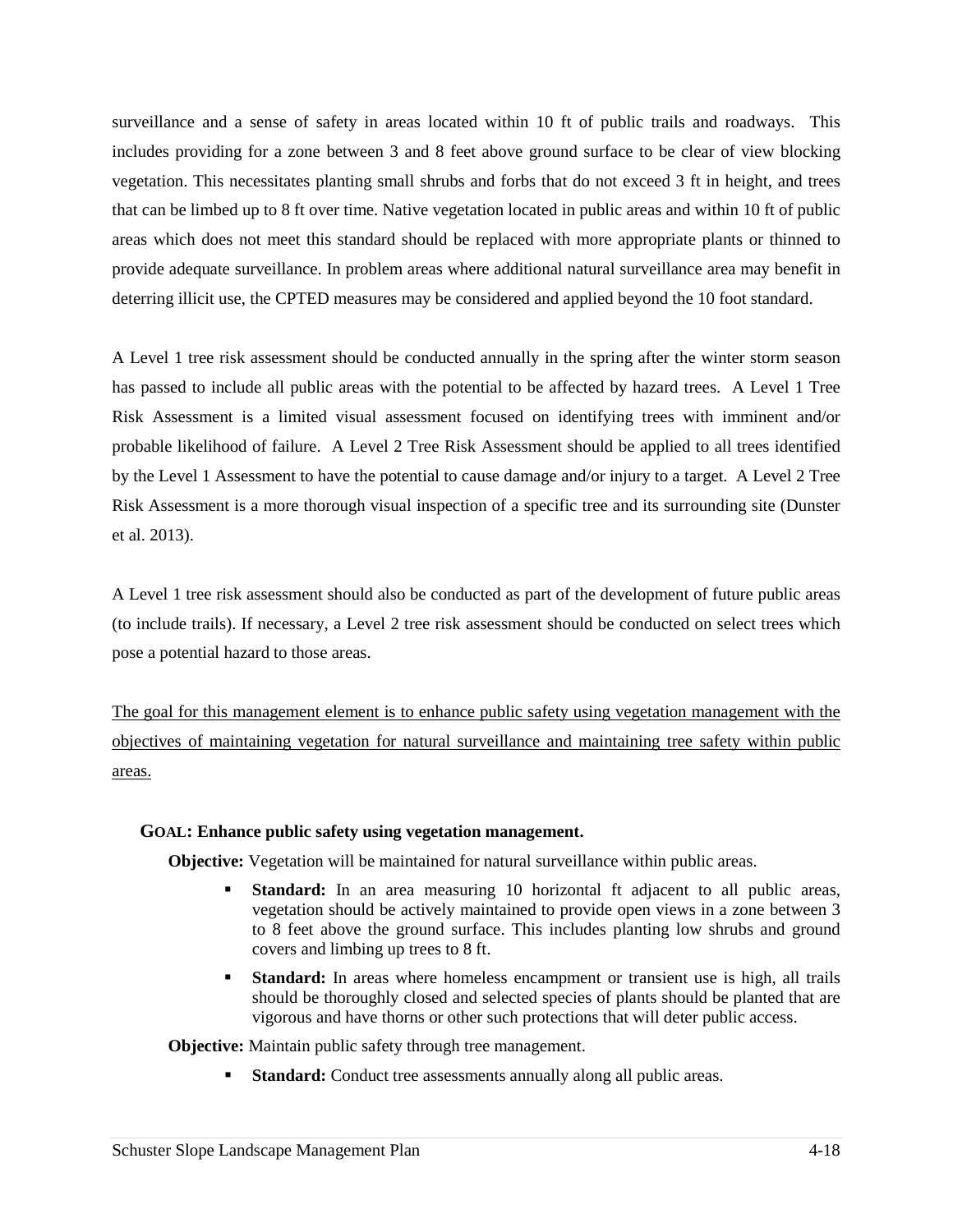surveillance and a sense of safety in areas located within 10 ft of public trails and roadways. This includes providing for a zone between 3 and 8 feet above ground surface to be clear of view blocking vegetation. This necessitates planting small shrubs and forbs that do not exceed 3 ft in height, and trees that can be limbed up to 8 ft over time. Native vegetation located in public areas and within 10 ft of public areas which does not meet this standard should be replaced with more appropriate plants or thinned to provide adequate surveillance. In problem areas where additional natural surveillance area may benefit in deterring illicit use, the CPTED measures may be considered and applied beyond the 10 foot standard.

A Level 1 tree risk assessment should be conducted annually in the spring after the winter storm season has passed to include all public areas with the potential to be affected by hazard trees. A Level 1 Tree Risk Assessment is a limited visual assessment focused on identifying trees with imminent and/or probable likelihood of failure. A Level 2 Tree Risk Assessment should be applied to all trees identified by the Level 1 Assessment to have the potential to cause damage and/or injury to a target. A Level 2 Tree Risk Assessment is a more thorough visual inspection of a specific tree and its surrounding site (Dunster et al. 2013).

A Level 1 tree risk assessment should also be conducted as part of the development of future public areas (to include trails). If necessary, a Level 2 tree risk assessment should be conducted on select trees which pose a potential hazard to those areas.

<u>The goal for this management element is to enhance public safety using vegetation management with the objectives of maintaining vegetation for natural surveillance and maintaining tree safety within public areas.</u>

**GOAL: Enhance public safety using vegetation management.**

**Objective:** Vegetation will be maintained for natural surveillance within public areas.

- **Standard:** In an area measuring 10 horizontal ft adjacent to all public areas, vegetation should be actively maintained to provide open views in a zone between 3 to 8 feet above the ground surface. This includes planting low shrubs and ground covers and limbing up trees to 8 ft.
- **Standard:** In areas where homeless encampment or transient use is high, all trails should be thoroughly closed and selected species of plants should be planted that are vigorous and have thorns or other such protections that will deter public access.

**Objective:** Maintain public safety through tree management.

- **Standard:** Conduct tree assessments annually along all public areas.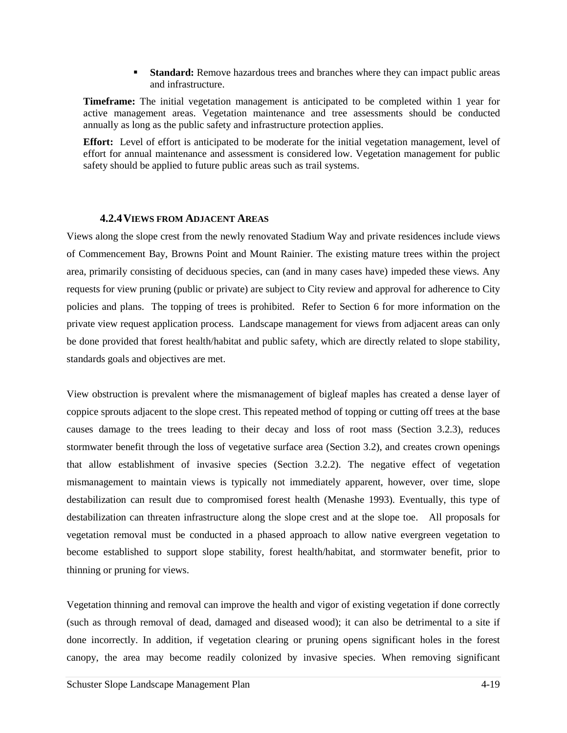- **Standard:** Remove hazardous trees and branches where they can impact public areas and infrastructure.

**Timeframe:** The initial vegetation management is anticipated to be completed within 1 year for active management areas. Vegetation maintenance and tree assessments should be conducted annually as long as the public safety and infrastructure protection applies.

**Effort:** Level of effort is anticipated to be moderate for the initial vegetation management, level of effort for annual maintenance and assessment is considered low. Vegetation management for public safety should be applied to future public areas such as trail systems.

### 4.2.4 VIEWS FROM ADJACENT AREAS

Views along the slope crest from the newly renovated Stadium Way and private residences include views of Commencement Bay, Browns Point and Mount Rainier. The existing mature trees within the project area, primarily consisting of deciduous species, can (and in many cases have) impeded these views. Any requests for view pruning (public or private) are subject to City review and approval for adherence to City policies and plans. The topping of trees is prohibited. Refer to Section 6 for more information on the private view request application process. Landscape management for views from adjacent areas can only be done provided that forest health/habitat and public safety, which are directly related to slope stability, standards goals and objectives are met.

View obstruction is prevalent where the mismanagement of bigleaf maples has created a dense layer of coppice sprouts adjacent to the slope crest. This repeated method of topping or cutting off trees at the base causes damage to the trees leading to their decay and loss of root mass (Section 3.2.3), reduces stormwater benefit through the loss of vegetative surface area (Section 3.2), and creates crown openings that allow establishment of invasive species (Section 3.2.2). The negative effect of vegetation mismanagement to maintain views is typically not immediately apparent, however, over time, slope destabilization can result due to compromised forest health (Menashe 1993). Eventually, this type of destabilization can threaten infrastructure along the slope crest and at the slope toe. All proposals for vegetation removal must be conducted in a phased approach to allow native evergreen vegetation to become established to support slope stability, forest health/habitat, and stormwater benefit, prior to thinning or pruning for views.

Vegetation thinning and removal can improve the health and vigor of existing vegetation if done correctly (such as through removal of dead, damaged and diseased wood); it can also be detrimental to a site if done incorrectly. In addition, if vegetation clearing or pruning opens significant holes in the forest canopy, the area may become readily colonized by invasive species. When removing significant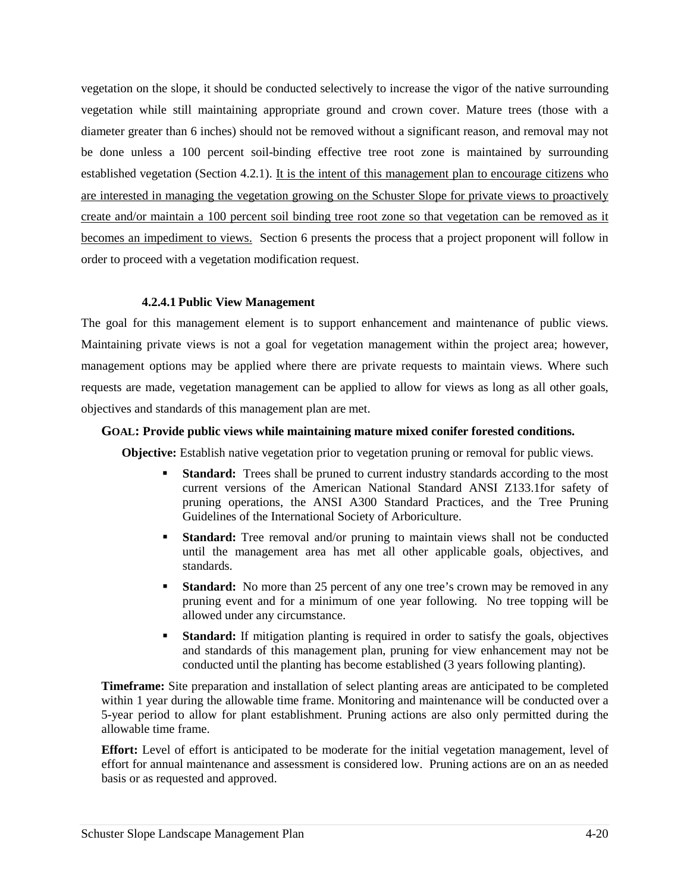vegetation on the slope, it should be conducted selectively to increase the vigor of the native surrounding vegetation while still maintaining appropriate ground and crown cover. Mature trees (those with a diameter greater than 6 inches) should not be removed without a significant reason, and removal may not be done unless a 100 percent soil-binding effective tree root zone is maintained by surrounding established vegetation (Section 4.2.1). <u>It is the intent of this management plan to encourage citizens who are interested in managing the vegetation growing on the Schuster Slope for private views to proactively create and/or maintain a 100 percent soil binding tree root zone so that vegetation can be removed as it becomes an impediment to views.</u> Section 6 presents the process that a project proponent will follow in order to proceed with a vegetation modification request.

#### 4.2.4.1 Public View Management

The goal for this management element is to support enhancement and maintenance of public views. Maintaining private views is not a goal for vegetation management within the project area; however, management options may be applied where there are private requests to maintain views. Where such requests are made, vegetation management can be applied to allow for views as long as all other goals, objectives and standards of this management plan are met.

**GOAL: Provide public views while maintaining mature mixed conifer forested conditions.**

**Objective:** Establish native vegetation prior to vegetation pruning or removal for public views.

- **Standard:** Trees shall be pruned to current industry standards according to the most current versions of the American National Standard ANSI Z133.1for safety of pruning operations, the ANSI A300 Standard Practices, and the Tree Pruning Guidelines of the International Society of Arboriculture.
- **Standard:** Tree removal and/or pruning to maintain views shall not be conducted until the management area has met all other applicable goals, objectives, and standards.
- **Standard:** No more than 25 percent of any one tree's crown may be removed in any pruning event and for a minimum of one year following. No tree topping will be allowed under any circumstance.
- **Standard:** If mitigation planting is required in order to satisfy the goals, objectives and standards of this management plan, pruning for view enhancement may not be conducted until the planting has become established (3 years following planting).

**Timeframe:** Site preparation and installation of select planting areas are anticipated to be completed within 1 year during the allowable time frame. Monitoring and maintenance will be conducted over a 5-year period to allow for plant establishment. Pruning actions are also only permitted during the allowable time frame.

**Effort:** Level of effort is anticipated to be moderate for the initial vegetation management, level of effort for annual maintenance and assessment is considered low. Pruning actions are on an as needed basis or as requested and approved.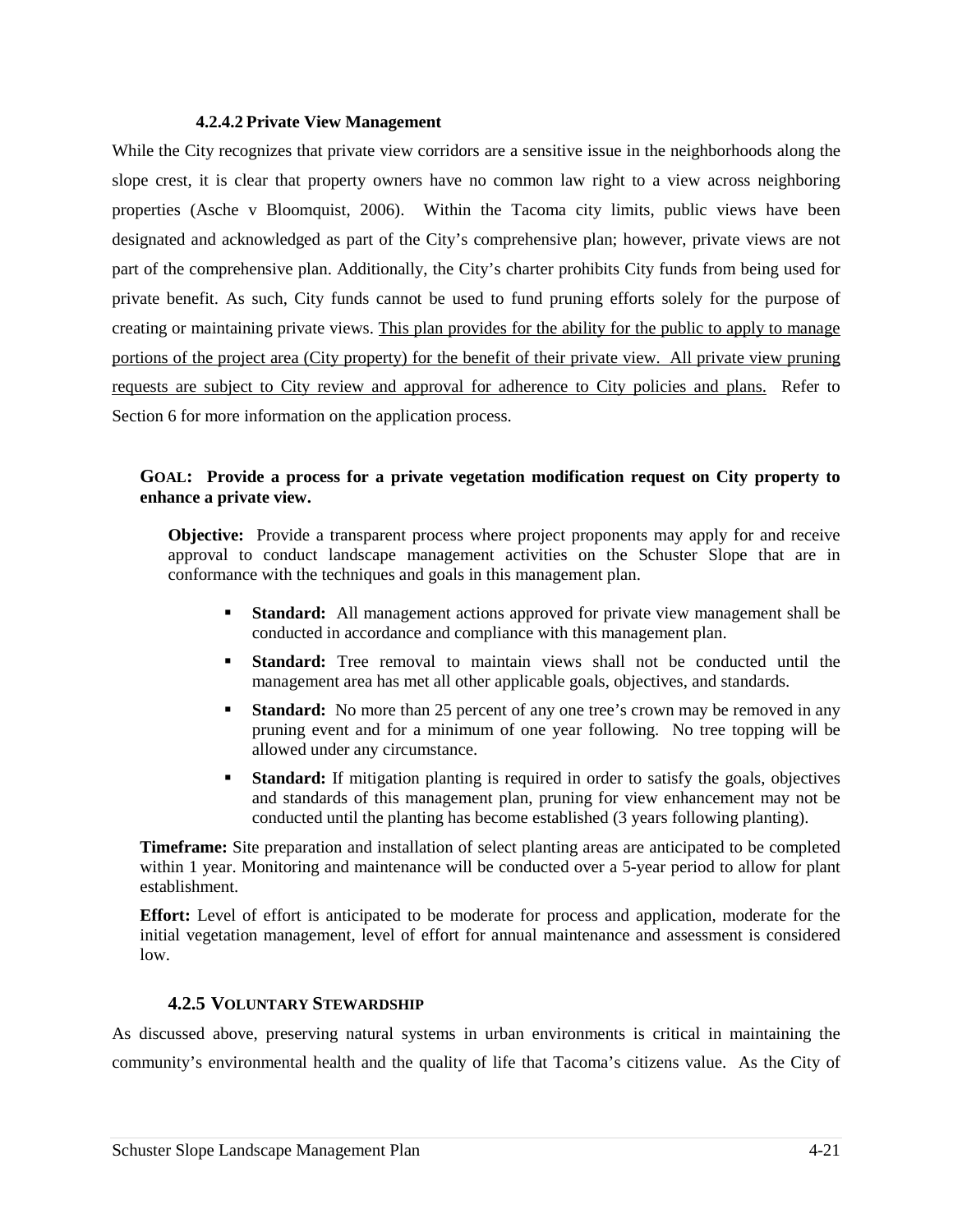#### 4.2.4.2 Private View Management

While the City recognizes that private view corridors are a sensitive issue in the neighborhoods along the slope crest, it is clear that property owners have no common law right to a view across neighboring properties (Asche v Bloomquist, 2006). Within the Tacoma city limits, public views have been designated and acknowledged as part of the City's comprehensive plan; however, private views are not part of the comprehensive plan. Additionally, the City's charter prohibits City funds from being used for private benefit. As such, City funds cannot be used to fund pruning efforts solely for the purpose of creating or maintaining private views. <u>This plan provides for the ability for the public to apply to manage portions of the project area (City property) for the benefit of their private view. All private view pruning requests are subject to City review and approval for adherence to City policies and plans.</u> Refer to Section 6 for more information on the application process.

**GOAL: Provide a process for a private vegetation modification request on City property to enhance a private view.**

**Objective:** Provide a transparent process where project proponents may apply for and receive approval to conduct landscape management activities on the Schuster Slope that are in conformance with the techniques and goals in this management plan.

- **Standard:** All management actions approved for private view management shall be conducted in accordance and compliance with this management plan.
- **Standard:** Tree removal to maintain views shall not be conducted until the management area has met all other applicable goals, objectives, and standards.
- **Standard:** No more than 25 percent of any one tree's crown may be removed in any pruning event and for a minimum of one year following. No tree topping will be allowed under any circumstance.
- **Standard:** If mitigation planting is required in order to satisfy the goals, objectives and standards of this management plan, pruning for view enhancement may not be conducted until the planting has become established (3 years following planting).

**Timeframe:** Site preparation and installation of select planting areas are anticipated to be completed within 1 year. Monitoring and maintenance will be conducted over a 5-year period to allow for plant establishment.

**Effort:** Level of effort is anticipated to be moderate for process and application, moderate for the initial vegetation management, level of effort for annual maintenance and assessment is considered low.

### 4.2.5 VOLUNTARY STEWARDSHIP

As discussed above, preserving natural systems in urban environments is critical in maintaining the community's environmental health and the quality of life that Tacoma's citizens value. As the City of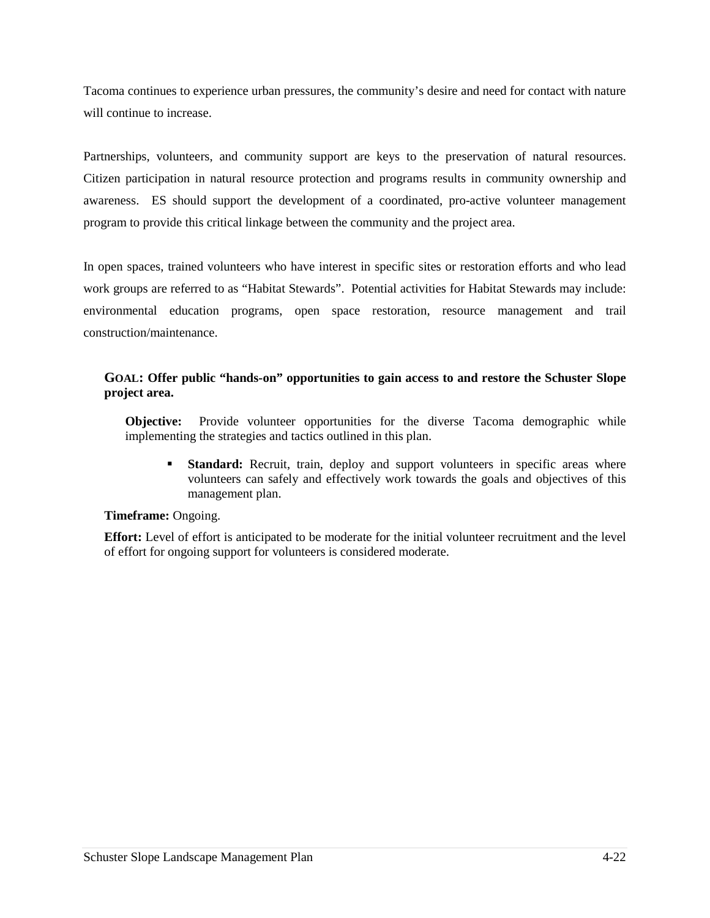Tacoma continues to experience urban pressures, the community's desire and need for contact with nature will continue to increase.

Partnerships, volunteers, and community support are keys to the preservation of natural resources. Citizen participation in natural resource protection and programs results in community ownership and awareness. ES should support the development of a coordinated, pro-active volunteer management program to provide this critical linkage between the community and the project area.

In open spaces, trained volunteers who have interest in specific sites or restoration efforts and who lead work groups are referred to as "Habitat Stewards". Potential activities for Habitat Stewards may include: environmental education programs, open space restoration, resource management and trail construction/maintenance.

**GOAL: Offer public "hands-on" opportunities to gain access to and restore the Schuster Slope project area.**

**Objective:** Provide volunteer opportunities for the diverse Tacoma demographic while implementing the strategies and tactics outlined in this plan.

- **Standard:** Recruit, train, deploy and support volunteers in specific areas where volunteers can safely and effectively work towards the goals and objectives of this management plan.

**Timeframe:** Ongoing.

**Effort:** Level of effort is anticipated to be moderate for the initial volunteer recruitment and the level of effort for ongoing support for volunteers is considered moderate.